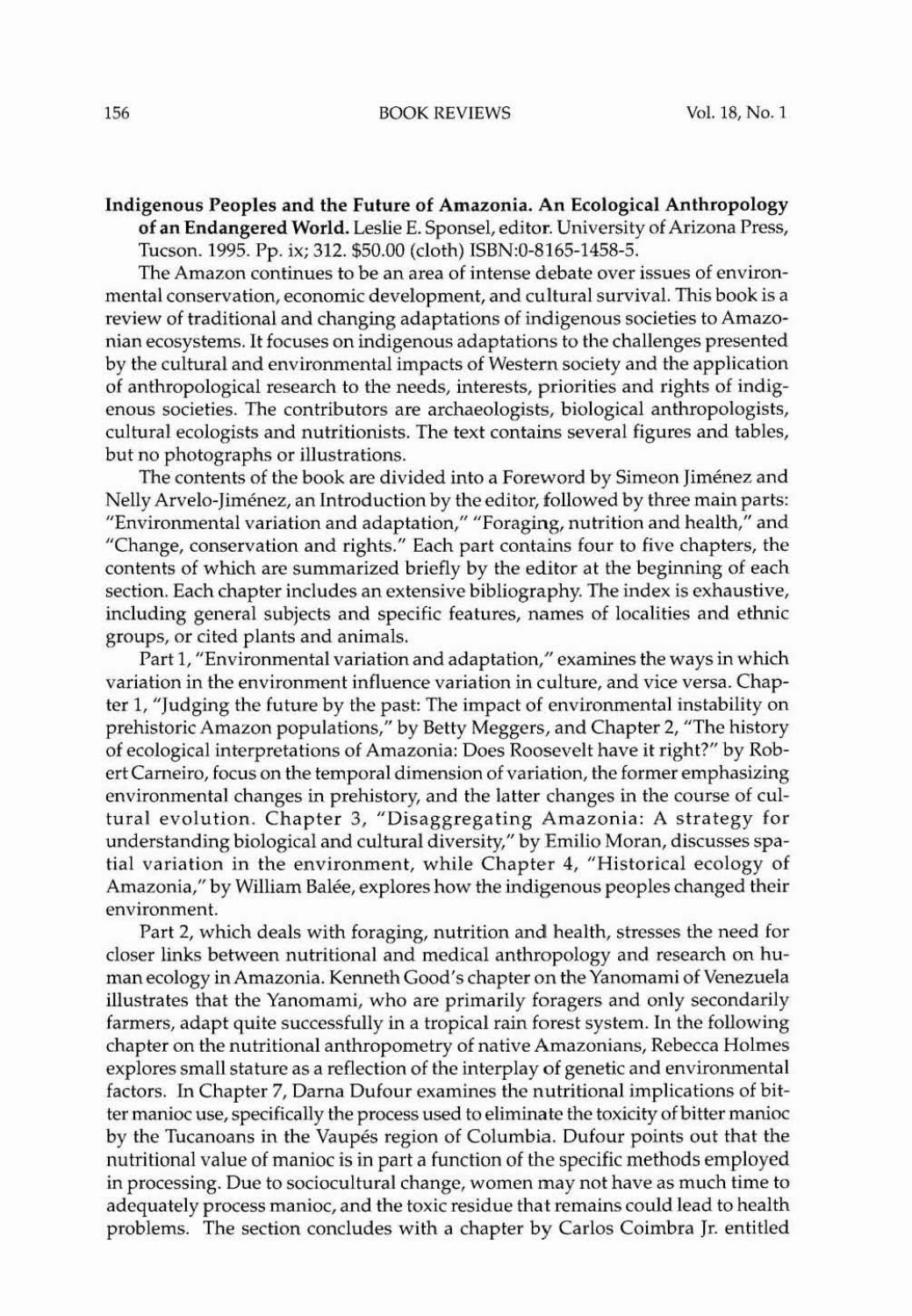**Indigenous Peoples and the Future of Amazonia. An Ecological Anthropology of an Endangered World.** Leslie E. Sponsel, editor. University of Arizona Press, Tucson. 1995. Pp. ix; 312. $50.00 (cloth) ISBN:0-8165-1458-5.

The Amazon continues to be an area of intense debate over issues of environmental conservation, economic development, and cultural survival. This book is a review of traditional and changing adaptations of indigenous societies to Amazonian ecosystems. It focuses on indigenous adaptations to the challenges presented by the cultural and environmental impacts of Western society and the application of anthropological research to the needs, interests, priorities and rights of indigenous societies. The contributors are archaeologists, biological anthropologists, cultural ecologists and nutritionists. The text contains several figures and tables, but no photographs or illustrations.

The contents of the book are divided into a Foreword by Simeon Jiménez and Nelly Arvelo-Jiménez, an Introduction by the editor, followed by three main parts: "Environmental variation and adaptation," "Foraging, nutrition and health," and "Change, conservation and rights." Each part contains four to five chapters, the contents of which are summarized briefly by the editor at the beginning of each section. Each chapter includes an extensive bibliography. The index is exhaustive, including general subjects and specific features, names of localities and ethnic groups, or cited plants and animals.

Part 1, "Environmental variation and adaptation," examines the ways in which variation in the environment influence variation in culture, and vice versa. Chapter 1, "Judging the future by the past: The impact of environmental instability on prehistoric Amazon populations," by Betty Meggers, and Chapter 2, "The history of ecological interpretations of Amazonia: Does Roosevelt have it right?" by Robert Carneiro, focus on the temporal dimension of variation, the former emphasizing environmental changes in prehistory, and the latter changes in the course of cultural evolution. Chapter 3, "Disaggregating Amazonia: A strategy for understanding biological and cultural diversity," by Emilio Moran, discusses spatial variation in the environment, while Chapter 4, "Historical ecology of Amazonia," by William Balée, explores how the indigenous peoples changed their environment.

Part 2, which deals with foraging, nutrition and health, stresses the need for closer links between nutritional and medical anthropology and research on human ecology in Amazonia. Kenneth Good's chapter on the Yanomami of Venezuela illustrates that the Yanomami, who are primarily foragers and only secondarily farmers, adapt quite successfully in a tropical rain forest system. In the following chapter on the nutritional anthropometry of native Amazonians, Rebecca Holmes explores small stature as a reflection of the interplay of genetic and environmental factors. In Chapter 7, Darna Dufour examines the nutritional implications of bitter manioc use, specifically the process used to eliminate the toxicity of bitter manioc by the Tucanoans in the Vaupés region of Columbia. Dufour points out that the nutritional value of manioc is in part a function of the specific methods employed in processing. Due to sociocultural change, women may not have as much time to adequately process manioc, and the toxic residue that remains could lead to health problems. The section concludes with a chapter by Carlos Coimbra Jr. entitled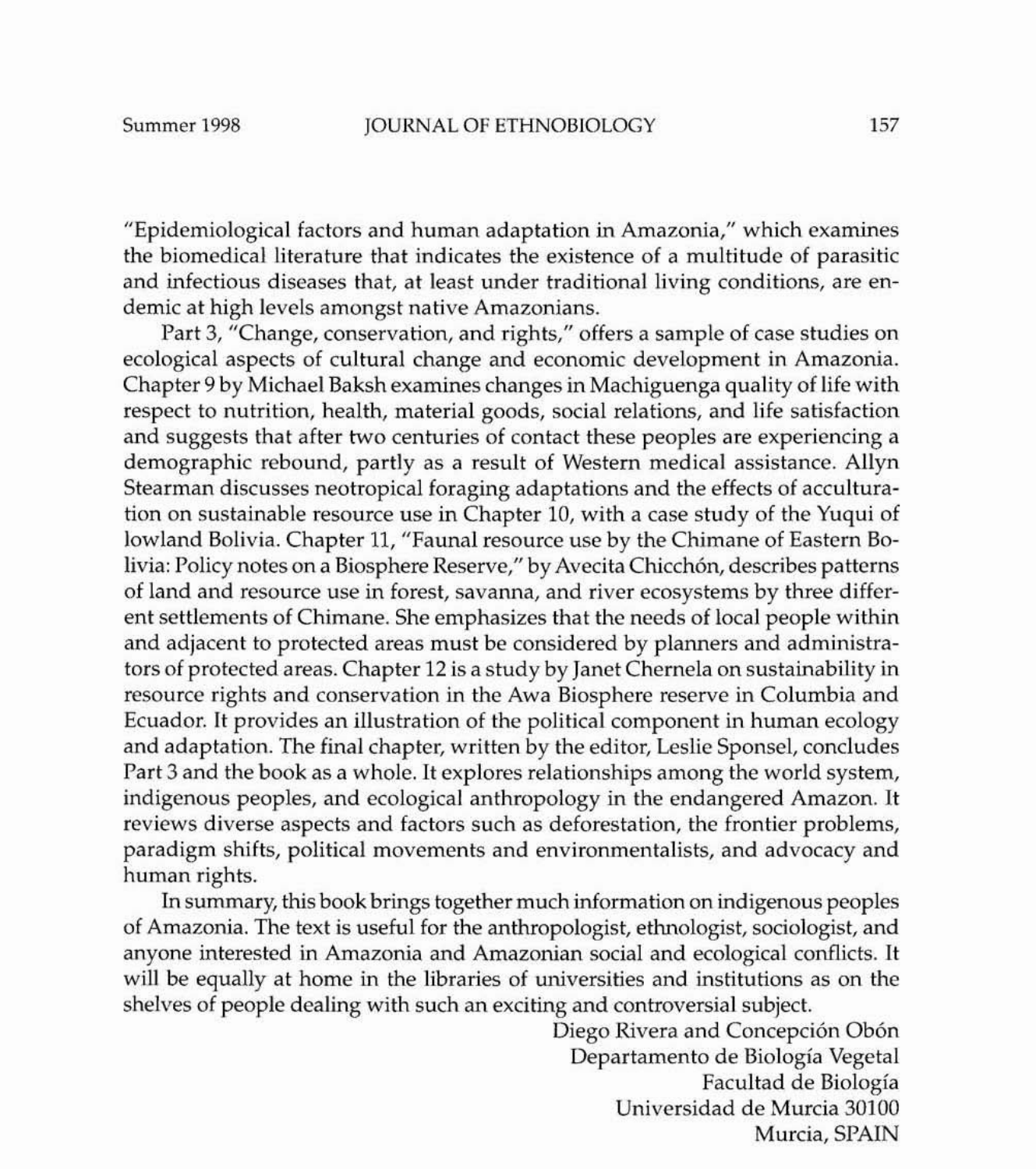"Epidemiological factors and human adaptation in Amazonia," which examines the biomedical literature that indicates the existence of a multitude of parasitic and infectious diseases that, at least under traditional living conditions, are endemic at high levels amongst native Amazonians.

Part 3, "Change, conservation, and rights," offers a sample of case studies on ecological aspects of cultural change and economic development in Amazonia. Chapter 9 by Michael Baksh examines changes in Machiguenga quality of life with respect to nutrition, health, material goods, social relations, and life satisfaction and suggests that after two centuries of contact these peoples are experiencing a demographic rebound, partly as a result of Western medical assistance. Allyn Stearman discusses neotropical foraging adaptations and the effects of acculturation on sustainable resource use in Chapter 10, with a case study of the Yuqui of lowland Bolivia. Chapter 11, "Faunal resource use by the Chimane of Eastern Bolivia: Policy notes on a Biosphere Reserve," by Avecita Chicchón, describes patterns of land and resource use in forest, savanna, and river ecosystems by three different settlements of Chimane. She emphasizes that the needs of local people within and adjacent to protected areas must be considered by planners and administrators of protected areas. Chapter 12 is a study by Janet Chernela on sustainability in resource rights and conservation in the Awa Biosphere reserve in Columbia and Ecuador. It provides an illustration of the political component in human ecology and adaptation. The final chapter, written by the editor, Leslie Sponsel, concludes Part 3 and the book as a whole. It explores relationships among the world system, indigenous peoples, and ecological anthropology in the endangered Amazon. It reviews diverse aspects and factors such as deforestation, the frontier problems, paradigm shifts, political movements and environmentalists, and advocacy and human rights.

In summary, this book brings together much information on indigenous peoples of Amazonia. The text is useful for the anthropologist, ethnologist, sociologist, and anyone interested in Amazonia and Amazonian social and ecological conflicts. It will be equally at home in the libraries of universities and institutions as on the shelves of people dealing with such an exciting and controversial subject.

Diego Rivera and Concepción Obón
Departamento de Biología Vegetal
Facultad de Biología
Universidad de Murcia 30100
Murcia, SPAIN